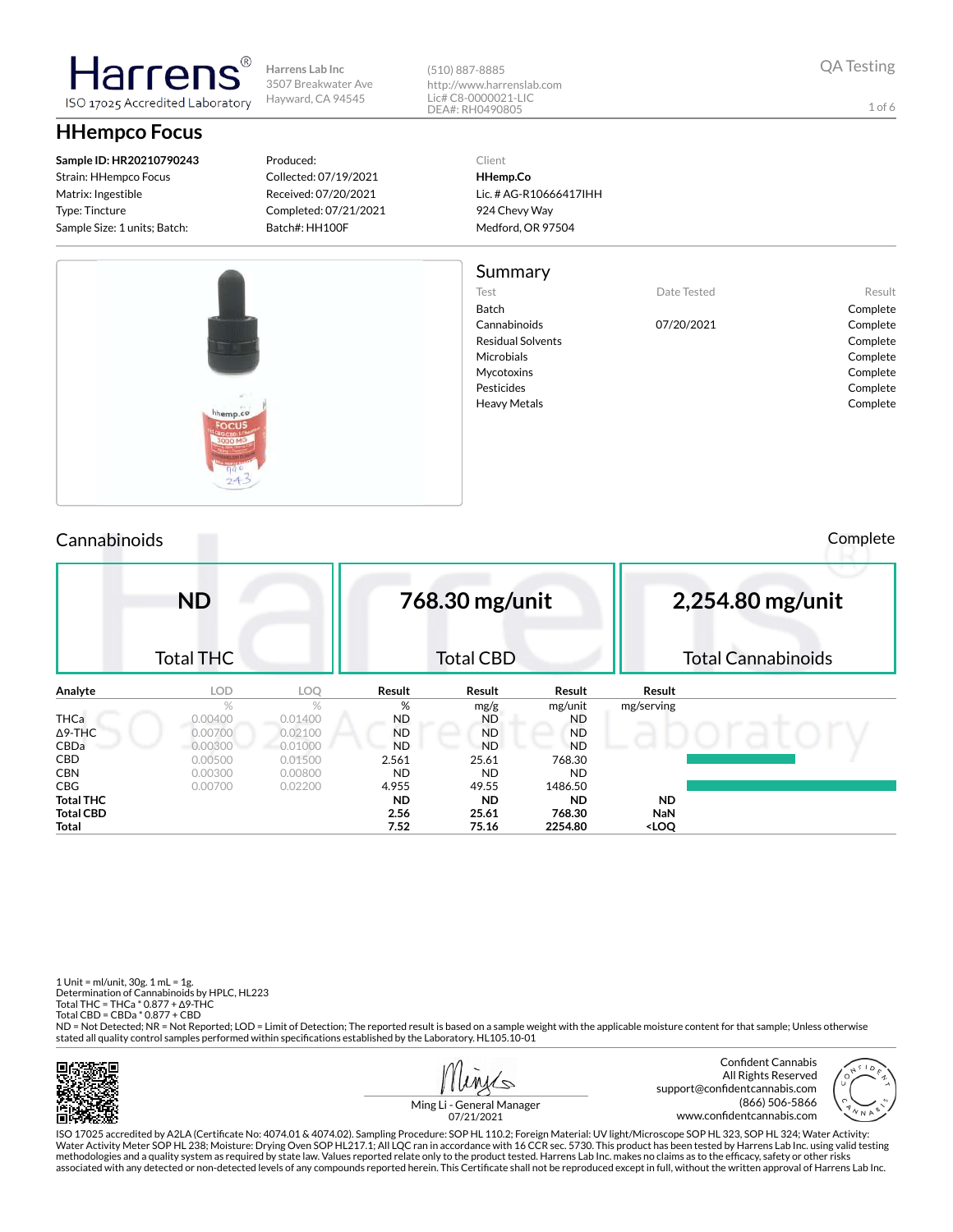Harrens®
ISO 17025 Accredited Laboratory

Harrens Lab Inc
3507 Breakwater Ave
Hayward, CA 94545

(510) 887-8885
http://www.harrenslab.com
Lic# C8-0000021-LIC
DEA#: RH0490805

QA Testing

# HHempco Focus

**Sample ID: HR20210790243**
Strain: HHempco Focus
Matrix: Ingestible
Type: Tincture
Sample Size: 1 units; Batch:

Produced:
Collected: 07/19/2021
Received: 07/20/2021
Completed: 07/21/2021
Batch#: HH100F

Client
**HHemp.Co**
Lic. # AG-R10666417IHH
924 Chevy Way
Medford, OR 97504

## Summary

| Test | Date Tested | Result |
|---|---|---|
| Batch | | Complete |
| Cannabinoids | 07/20/2021 | Complete |
| Residual Solvents | | Complete |
| Microbials | | Complete |
| Mycotoxins | | Complete |
| Pesticides | | Complete |
| Heavy Metals | | Complete |

## Cannabinoids

Complete

| ND | 768.30 mg/unit | 2,254.80 mg/unit |
|---|---|---|
| Total THC | Total CBD | Total Cannabinoids |

| Analyte | LOD | LOQ | Result | Result | Result | Result |
|---|---|---|---|---|---|---|
| | % | % | % | mg/g | mg/unit | mg/serving |
| THCa | 0.00400 | 0.01400 | ND | ND | ND | |
| Δ9-THC | 0.00700 | 0.02100 | ND | ND | ND | |
| CBDa | 0.00300 | 0.01000 | ND | ND | ND | |
| CBD | 0.00500 | 0.01500 | 2.561 | 25.61 | 768.30 | |
| CBN | 0.00300 | 0.00800 | ND | ND | ND | |
| CBG | 0.00700 | 0.02200 | 4.955 | 49.55 | 1486.50 | |
| **Total THC** | | | **ND** | **ND** | **ND** | **ND** |
| **Total CBD** | | | **2.56** | **25.61** | **768.30** | **NaN** |
| **Total** | | | **7.52** | **75.16** | **2254.80** | **<LOQ** |

1 Unit = ml/unit, 30g. 1 mL = 1g.
Determination of Cannabinoids by HPLC, HL223
Total THC = THCa * 0.877 + Δ9-THC
Total CBD = CBDa * 0.877 + CBD
ND = Not Detected; NR = Not Reported; LOD = Limit of Detection; The reported result is based on a sample weight with the applicable moisture content for that sample; Unless otherwise stated all quality control samples performed within specifications established by the Laboratory. HL105.10-01

Ming Li - General Manager
07/21/2021

Confident Cannabis
All Rights Reserved
support@confidentcannabis.com
(866) 506-5866
www.confidentcannabis.com

ISO 17025 accredited by A2LA (Certificate No: 4074.01 & 4074.02). Sampling Procedure: SOP HL 110.2; Foreign Material: UV light/Microscope SOP HL 323, SOP HL 324; Water Activity: Water Activity Meter SOP HL 238; Moisture: Drying Oven SOP HL217.1; All LQC ran in accordance with 16 CCR sec. 5730. This product has been tested by Harrens Lab Inc. using valid testing methodologies and a quality system as required by state law. Values reported relate only to the product tested. Harrens Lab Inc. makes no claims as to the efficacy, safety or other risks associated with any detected or non-detected levels of any compounds reported herein. This Certificate shall not be reproduced except in full, without the written approval of Harrens Lab Inc.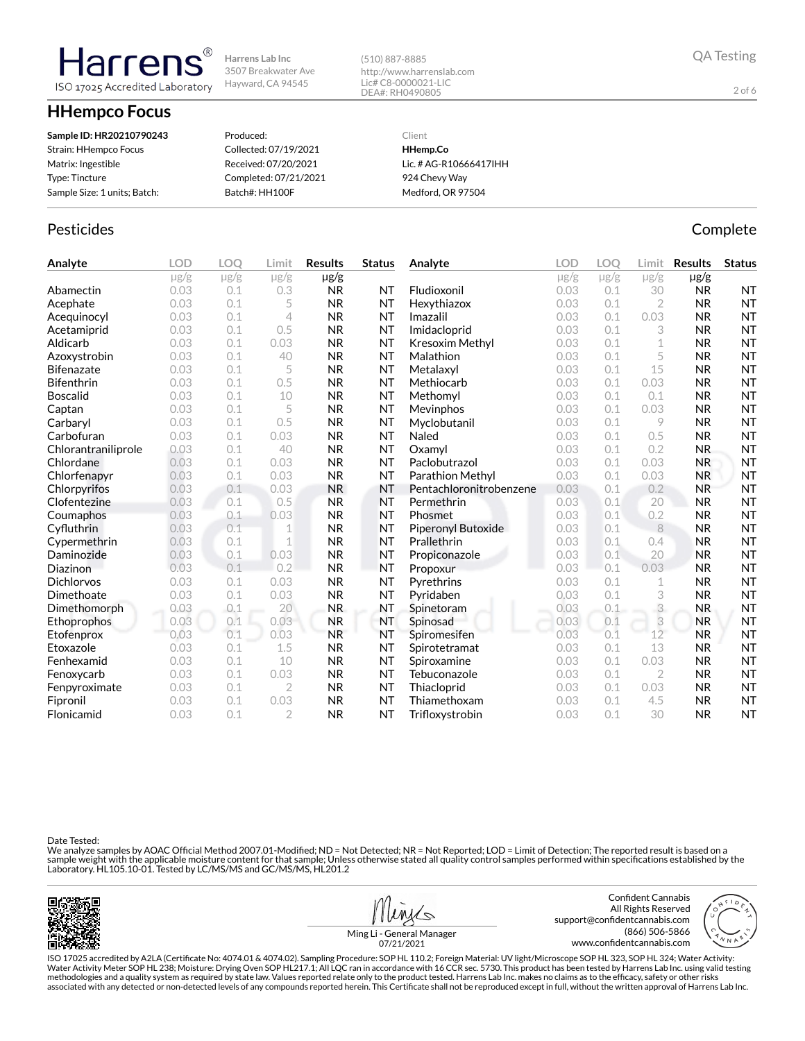Harrens® ISO 17025 Accredited Laboratory

Harrens Lab Inc
3507 Breakwater Ave
Hayward, CA 94545

(510) 887-8885
http://www.harrenslab.com
Lic# C8-0000021-LIC
DEA#: RH0490805

QA Testing

# HHempco Focus

| | | |
|---|---|---|
| **Sample ID: HR20210790243** | Produced: | Client |
| Strain: HHempco Focus | Collected: 07/19/2021 | **HHemp.Co** |
| Matrix: Ingestible | Received: 07/20/2021 | Lic. # AG-R10666417IHH |
| Type: Tincture | Completed: 07/21/2021 | 924 Chevy Way |
| Sample Size: 1 units; Batch: | Batch#: HH100F | Medford, OR 97504 |

## Pesticides

Complete

| Analyte | LOD | LOQ | Limit | Results | Status |
|---|---|---|---|---|---|
| | μg/g | μg/g | μg/g | μg/g | |
| Abamectin | 0.03 | 0.1 | 0.3 | NR | NT |
| Acephate | 0.03 | 0.1 | 5 | NR | NT |
| Acequinocyl | 0.03 | 0.1 | 4 | NR | NT |
| Acetamiprid | 0.03 | 0.1 | 0.5 | NR | NT |
| Aldicarb | 0.03 | 0.1 | 0.03 | NR | NT |
| Azoxystrobin | 0.03 | 0.1 | 40 | NR | NT |
| Bifenazate | 0.03 | 0.1 | 5 | NR | NT |
| Bifenthrin | 0.03 | 0.1 | 0.5 | NR | NT |
| Boscalid | 0.03 | 0.1 | 10 | NR | NT |
| Captan | 0.03 | 0.1 | 5 | NR | NT |
| Carbaryl | 0.03 | 0.1 | 0.5 | NR | NT |
| Carbofuran | 0.03 | 0.1 | 0.03 | NR | NT |
| Chlorantraniliprole | 0.03 | 0.1 | 40 | NR | NT |
| Chlordane | 0.03 | 0.1 | 0.03 | NR | NT |
| Chlorfenapyr | 0.03 | 0.1 | 0.03 | NR | NT |
| Chlorpyrifos | 0.03 | 0.1 | 0.03 | NR | NT |
| Clofentezine | 0.03 | 0.1 | 0.5 | NR | NT |
| Coumaphos | 0.03 | 0.1 | 0.03 | NR | NT |
| Cyfluthrin | 0.03 | 0.1 | 1 | NR | NT |
| Cypermethrin | 0.03 | 0.1 | 1 | NR | NT |
| Daminozide | 0.03 | 0.1 | 0.03 | NR | NT |
| Diazinon | 0.03 | 0.1 | 0.2 | NR | NT |
| Dichlorvos | 0.03 | 0.1 | 0.03 | NR | NT |
| Dimethoate | 0.03 | 0.1 | 0.03 | NR | NT |
| Dimethomorph | 0.03 | 0.1 | 20 | NR | NT |
| Ethoprophos | 0.03 | 0.1 | 0.03 | NR | NT |
| Etofenprox | 0.03 | 0.1 | 0.03 | NR | NT |
| Etoxazole | 0.03 | 0.1 | 1.5 | NR | NT |
| Fenhexamid | 0.03 | 0.1 | 10 | NR | NT |
| Fenoxycarb | 0.03 | 0.1 | 0.03 | NR | NT |
| Fenpyroximate | 0.03 | 0.1 | 2 | NR | NT |
| Fipronil | 0.03 | 0.1 | 0.03 | NR | NT |
| Flonicamid | 0.03 | 0.1 | 2 | NR | NT |
| Fludioxonil | 0.03 | 0.1 | 30 | NR | NT |
| Hexythiazox | 0.03 | 0.1 | 2 | NR | NT |
| Imazalil | 0.03 | 0.1 | 0.03 | NR | NT |
| Imidacloprid | 0.03 | 0.1 | 3 | NR | NT |
| Kresoxim Methyl | 0.03 | 0.1 | 1 | NR | NT |
| Malathion | 0.03 | 0.1 | 5 | NR | NT |
| Metalaxyl | 0.03 | 0.1 | 15 | NR | NT |
| Methiocarb | 0.03 | 0.1 | 0.03 | NR | NT |
| Methomyl | 0.03 | 0.1 | 0.1 | NR | NT |
| Mevinphos | 0.03 | 0.1 | 0.03 | NR | NT |
| Myclobutanil | 0.03 | 0.1 | 9 | NR | NT |
| Naled | 0.03 | 0.1 | 0.5 | NR | NT |
| Oxamyl | 0.03 | 0.1 | 0.2 | NR | NT |
| Paclobutrazol | 0.03 | 0.1 | 0.03 | NR | NT |
| Parathion Methyl | 0.03 | 0.1 | 0.03 | NR | NT |
| Pentachloronitrobenzene | 0.03 | 0.1 | 0.2 | NR | NT |
| Permethrin | 0.03 | 0.1 | 20 | NR | NT |
| Phosmet | 0.03 | 0.1 | 0.2 | NR | NT |
| Piperonyl Butoxide | 0.03 | 0.1 | 8 | NR | NT |
| Prallethrin | 0.03 | 0.1 | 0.4 | NR | NT |
| Propiconazole | 0.03 | 0.1 | 20 | NR | NT |
| Propoxur | 0.03 | 0.1 | 0.03 | NR | NT |
| Pyrethrins | 0.03 | 0.1 | 1 | NR | NT |
| Pyridaben | 0.03 | 0.1 | 3 | NR | NT |
| Spinetoram | 0.03 | 0.1 | 3 | NR | NT |
| Spinosad | 0.03 | 0.1 | 3 | NR | NT |
| Spiromesifen | 0.03 | 0.1 | 12 | NR | NT |
| Spirotetramat | 0.03 | 0.1 | 13 | NR | NT |
| Spiroxamine | 0.03 | 0.1 | 0.03 | NR | NT |
| Tebuconazole | 0.03 | 0.1 | 2 | NR | NT |
| Thiacloprid | 0.03 | 0.1 | 0.03 | NR | NT |
| Thiamethoxam | 0.03 | 0.1 | 4.5 | NR | NT |
| Trifloxystrobin | 0.03 | 0.1 | 30 | NR | NT |

Date Tested:
We analyze samples by AOAC Official Method 2007.01-Modified; ND = Not Detected; NR = Not Reported; LOD = Limit of Detection; The reported result is based on a sample weight with the applicable moisture content for that sample; Unless otherwise stated all quality control samples performed within specifications established by the Laboratory. HL105.10-01. Tested by LC/MS/MS and GC/MS/MS, HL201.2

Ming Li - General Manager
07/21/2021

Confident Cannabis
All Rights Reserved
support@confidentcannabis.com
(866) 506-5866
www.confidentcannabis.com

ISO 17025 accredited by A2LA (Certificate No: 4074.01 & 4074.02). Sampling Procedure: SOP HL 110.2; Foreign Material: UV light/Microscope SOP HL 323, SOP HL 324; Water Activity: Water Activity Meter SOP HL 238; Moisture: Drying Oven SOP HL217.1; All LQC ran in accordance with 16 CCR sec. 5730. This product has been tested by Harrens Lab Inc. using valid testing methodologies and a quality system as required by state law. Values reported relate only to the product tested. Harrens Lab Inc. makes no claims as to the efficacy, safety or other risks associated with any detected or non-detected levels of any compounds reported herein. This Certificate shall not be reproduced except in full, without the written approval of Harrens Lab Inc.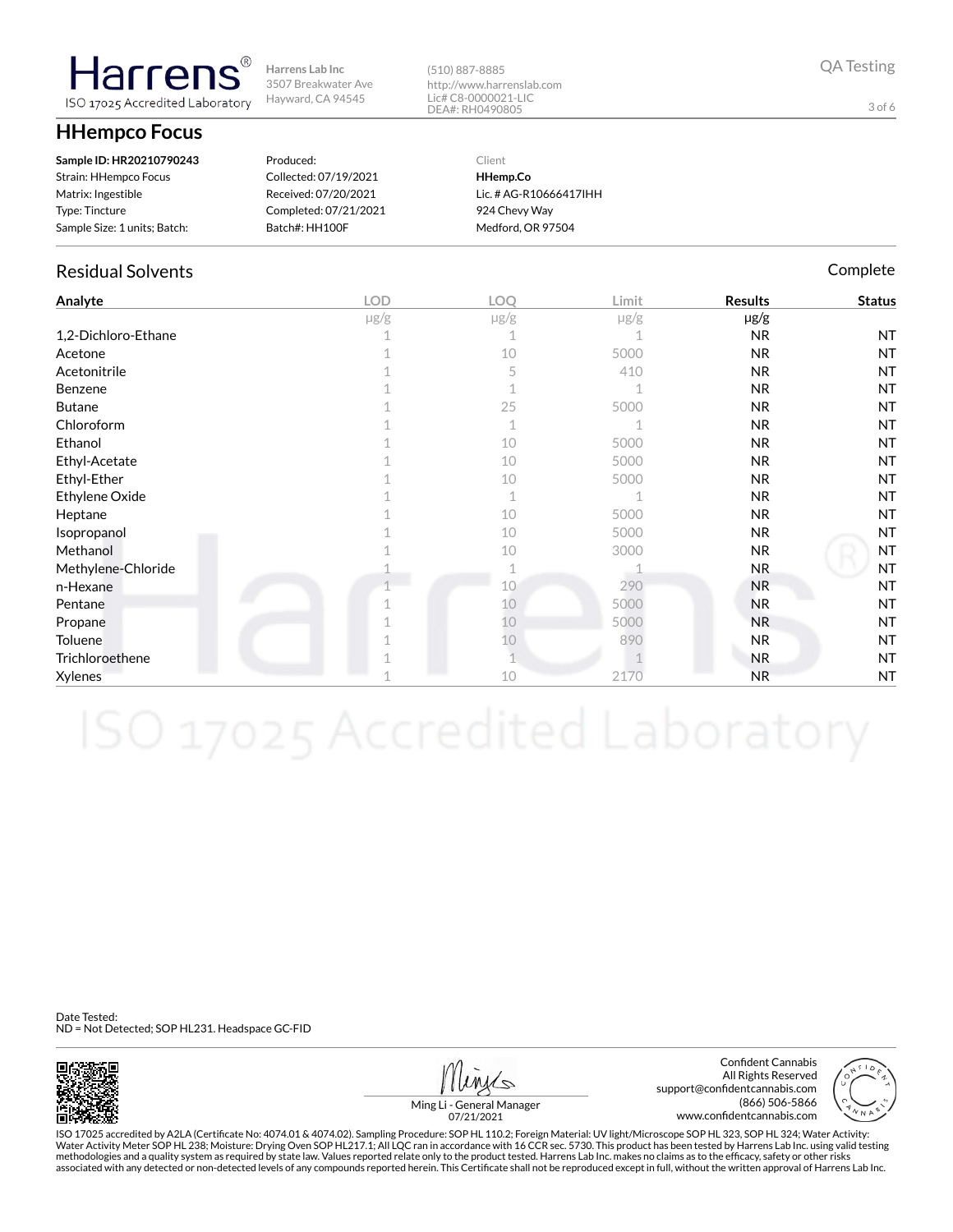**Harrens** ISO 17025 Accredited Laboratory

Harrens Lab Inc
3507 Breakwater Ave
Hayward, CA 94545

(510) 887-8885
http://www.harrenslab.com
Lic# C8-0000021-LIC
DEA#: RH0490805

QA Testing

# HHempco Focus

| | | |
|---|---|---|
| **Sample ID: HR20210790243** | Produced: | Client |
| Strain: HHempco Focus | Collected: 07/19/2021 | **HHemp.Co** |
| Matrix: Ingestible | Received: 07/20/2021 | Lic. # AG-R10666417IHH |
| Type: Tincture | Completed: 07/21/2021 | 924 Chevy Way |
| Sample Size: 1 units; Batch: | Batch#: HH100F | Medford, OR 97504 |

## Residual Solvents

Complete

| Analyte | LOD µg/g | LOQ µg/g | Limit µg/g | Results µg/g | Status |
|---|---|---|---|---|---|
| 1,2-Dichloro-Ethane | 1 | 1 | 1 | NR | NT |
| Acetone | 1 | 10 | 5000 | NR | NT |
| Acetonitrile | 1 | 5 | 410 | NR | NT |
| Benzene | 1 | 1 | 1 | NR | NT |
| Butane | 1 | 25 | 5000 | NR | NT |
| Chloroform | 1 | 1 | 1 | NR | NT |
| Ethanol | 1 | 10 | 5000 | NR | NT |
| Ethyl-Acetate | 1 | 10 | 5000 | NR | NT |
| Ethyl-Ether | 1 | 10 | 5000 | NR | NT |
| Ethylene Oxide | 1 | 1 | 1 | NR | NT |
| Heptane | 1 | 10 | 5000 | NR | NT |
| Isopropanol | 1 | 10 | 5000 | NR | NT |
| Methanol | 1 | 10 | 3000 | NR | NT |
| Methylene-Chloride | 1 | 1 | 1 | NR | NT |
| n-Hexane | 1 | 10 | 290 | NR | NT |
| Pentane | 1 | 10 | 5000 | NR | NT |
| Propane | 1 | 10 | 5000 | NR | NT |
| Toluene | 1 | 10 | 890 | NR | NT |
| Trichloroethene | 1 | 1 | 1 | NR | NT |
| Xylenes | 1 | 10 | 2170 | NR | NT |

Date Tested:
ND = Not Detected; SOP HL231. Headspace GC-FID

Ming Li - General Manager
07/21/2021

Confident Cannabis
All Rights Reserved
support@confidentcannabis.com
(866) 506-5866
www.confidentcannabis.com

ISO 17025 accredited by A2LA (Certificate No: 4074.01 & 4074.02). Sampling Procedure: SOP HL 110.2; Foreign Material: UV light/Microscope SOP HL 323, SOP HL 324; Water Activity: Water Activity Meter SOP HL 238; Moisture: Drying Oven SOP HL217.1; All LQC ran in accordance with 16 CCR sec. 5730. This product has been tested by Harrens Lab Inc. using valid testing methodologies and a quality system as required by state law. Values reported relate only to the product tested. Harrens Lab Inc. makes no claims as to the efficacy, safety or other risks associated with any detected or non-detected levels of any compounds reported herein. This Certificate shall not be reproduced except in full, without the written approval of Harrens Lab Inc.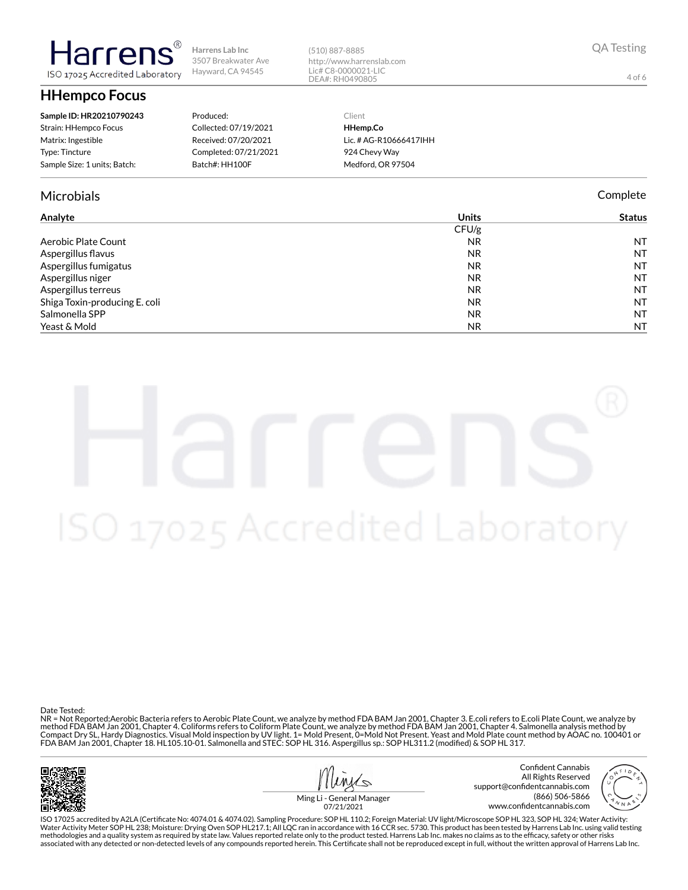# HHempco Focus

| | | |
|---|---|---|
| **Sample ID: HR20210790243** | Produced: | Client |
| Strain: HHempco Focus | Collected: 07/19/2021 | **HHemp.Co** |
| Matrix: Ingestible | Received: 07/20/2021 | Lic. # AG-R10666417IHH |
| Type: Tincture | Completed: 07/21/2021 | 924 Chevy Way |
| Sample Size: 1 units; Batch: | Batch#: HH100F | Medford, OR 97504 |

## Microbials

Complete

| Analyte | Units | Status |
|---|---|---|
| | CFU/g | |
| Aerobic Plate Count | NR | NT |
| Aspergillus flavus | NR | NT |
| Aspergillus fumigatus | NR | NT |
| Aspergillus niger | NR | NT |
| Aspergillus terreus | NR | NT |
| Shiga Toxin-producing E. coli | NR | NT |
| Salmonella SPP | NR | NT |
| Yeast & Mold | NR | NT |

Date Tested:
NR = Not Reported;Aerobic Bacteria refers to Aerobic Plate Count, we analyze by method FDA BAM Jan 2001, Chapter 3. E.coli refers to E.coli Plate Count, we analyze by method FDA BAM Jan 2001, Chapter 4. Coliforms refers to Coliform Plate Count, we analyze by method FDA BAM Jan 2001, Chapter 4. Salmonella analysis method by Compact Dry SL, Hardy Diagnostics. Visual Mold inspection by UV light. 1= Mold Present, 0=Mold Not Present. Yeast and Mold Plate count method by AOAC no. 100401 or FDA BAM Jan 2001, Chapter 18. HL105.10-01. Salmonella and STEC: SOP HL 316. Aspergillus sp.: SOP HL311.2 (modified) & SOP HL 317.

Ming Li - General Manager
07/21/2021

Confident Cannabis
All Rights Reserved
support@confidentcannabis.com
(866) 506-5866
www.confidentcannabis.com

ISO 17025 accredited by A2LA (Certificate No: 4074.01 & 4074.02). Sampling Procedure: SOP HL 110.2; Foreign Material: UV light/Microscope SOP HL 323, SOP HL 324; Water Activity: Water Activity Meter SOP HL 238; Moisture: Drying Oven SOP HL217.1; All LQC ran in accordance with 16 CCR sec. 5730. This product has been tested by Harrens Lab Inc. using valid testing methodologies and a quality system as required by state law. Values reported relate only to the product tested. Harrens Lab Inc. makes no claims as to the efficacy, safety or other risks associated with any detected or non-detected levels of any compounds reported herein. This Certificate shall not be reproduced except in full, without the written approval of Harrens Lab Inc.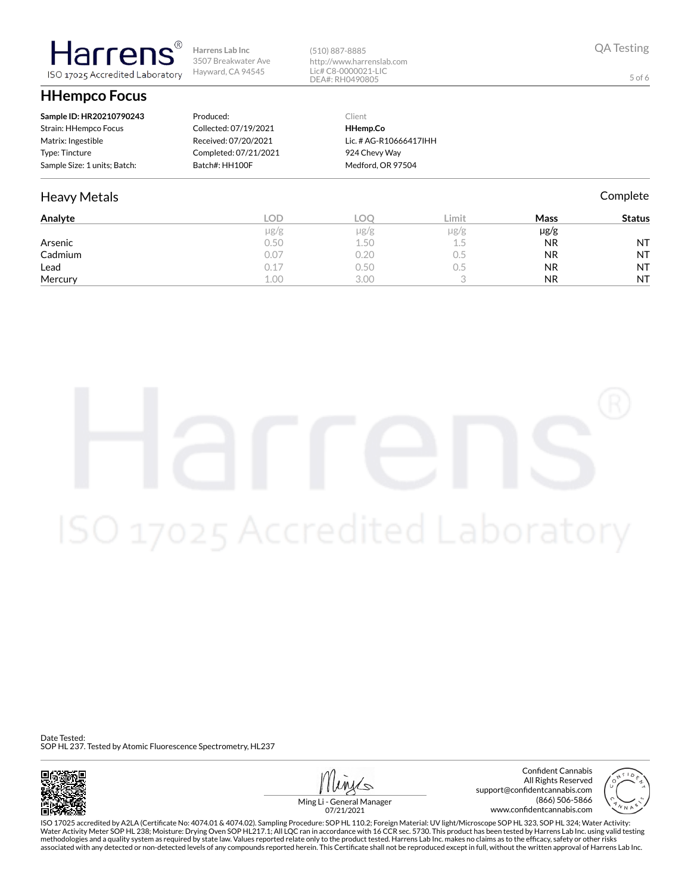Harrens®
ISO 17025 Accredited Laboratory

Harrens Lab Inc
3507 Breakwater Ave
Hayward, CA 94545

(510) 887-8885
http://www.harrenslab.com
Lic# C8-0000021-LIC
DEA#: RH0490805

QA Testing

# HHempco Focus

| | | |
|---|---|---|
| **Sample ID: HR20210790243** | Produced: | Client |
| Strain: HHempco Focus | Collected: 07/19/2021 | **HHemp.Co** |
| Matrix: Ingestible | Received: 07/20/2021 | Lic. # AG-R10666417IHH |
| Type: Tincture | Completed: 07/21/2021 | 924 Chevy Way |
| Sample Size: 1 units; Batch: | Batch#: HH100F | Medford, OR 97504 |

## Heavy Metals

Complete

| Analyte | LOD | LOQ | Limit | Mass | Status |
|---|---|---|---|---|---|
| | μg/g | μg/g | μg/g | μg/g | |
| Arsenic | 0.50 | 1.50 | 1.5 | NR | NT |
| Cadmium | 0.07 | 0.20 | 0.5 | NR | NT |
| Lead | 0.17 | 0.50 | 0.5 | NR | NT |
| Mercury | 1.00 | 3.00 | 3 | NR | NT |

Date Tested:
SOP HL 237. Tested by Atomic Fluorescence Spectrometry, HL237

Ming Li - General Manager
07/21/2021

Confident Cannabis
All Rights Reserved
support@confidentcannabis.com
(866) 506-5866
www.confidentcannabis.com

ISO 17025 accredited by A2LA (Certificate No: 4074.01 & 4074.02). Sampling Procedure: SOP HL 110.2; Foreign Material: UV light/Microscope SOP HL 323, SOP HL 324; Water Activity: Water Activity Meter SOP HL 238; Moisture: Drying Oven SOP HL217.1; All LQC ran in accordance with 16 CCR sec. 5730. This product has been tested by Harrens Lab Inc. using valid testing methodologies and a quality system as required by state law. Values reported relate only to the product tested. Harrens Lab Inc. makes no claims as to the efficacy, safety or other risks associated with any detected or non-detected levels of any compounds reported herein. This Certificate shall not be reproduced except in full, without the written approval of Harrens Lab Inc.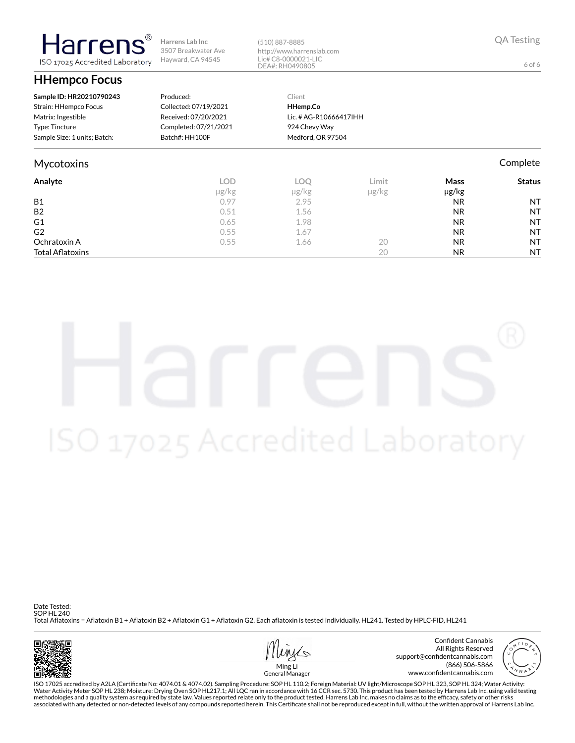Harrens® ISO 17025 Accredited Laboratory

Harrens Lab Inc
3507 Breakwater Ave
Hayward, CA 94545

(510) 887-8885
http://www.harrenslab.com
Lic# C8-0000021-LIC
DEA#: RH0490805

QA Testing

# HHempco Focus

| | | |
|---|---|---|
| **Sample ID: HR20210790243** | Produced: | Client |
| Strain: HHempco Focus | Collected: 07/19/2021 | **HHemp.Co** |
| Matrix: Ingestible | Received: 07/20/2021 | Lic. # AG-R10666417IHH |
| Type: Tincture | Completed: 07/21/2021 | 924 Chevy Way |
| Sample Size: 1 units; Batch: | Batch#: HH100F | Medford, OR 97504 |

## Mycotoxins

Complete

| Analyte | LOD | LOQ | Limit | Mass | Status |
|---|---|---|---|---|---|
| | μg/kg | μg/kg | μg/kg | μg/kg | |
| B1 | 0.97 | 2.95 | | NR | NT |
| B2 | 0.51 | 1.56 | | NR | NT |
| G1 | 0.65 | 1.98 | | NR | NT |
| G2 | 0.55 | 1.67 | | NR | NT |
| Ochratoxin A | 0.55 | 1.66 | 20 | NR | NT |
| Total Aflatoxins | | | 20 | NR | NT |

Date Tested:
SOP HL 240
Total Aflatoxins = Aflatoxin B1 + Aflatoxin B2 + Aflatoxin G1 + Aflatoxin G2. Each aflatoxin is tested individually. HL241. Tested by HPLC-FID, HL241

Ming Li
General Manager

Confident Cannabis
All Rights Reserved
support@confidentcannabis.com
(866) 506-5866
www.confidentcannabis.com

ISO 17025 accredited by A2LA (Certificate No: 4074.01 & 4074.02). Sampling Procedure: SOP HL 110.2; Foreign Material: UV light/Microscope SOP HL 323, SOP HL 324; Water Activity: Water Activity Meter SOP HL 238; Moisture: Drying Oven SOP HL217.1; All LQC ran in accordance with 16 CCR sec. 5730. This product has been tested by Harrens Lab Inc. using valid testing methodologies and a quality system as required by state law. Values reported relate only to the product tested. Harrens Lab Inc. makes no claims as to the efficacy, safety or other risks associated with any detected or non-detected levels of any compounds reported herein. This Certificate shall not be reproduced except in full, without the written approval of Harrens Lab Inc.